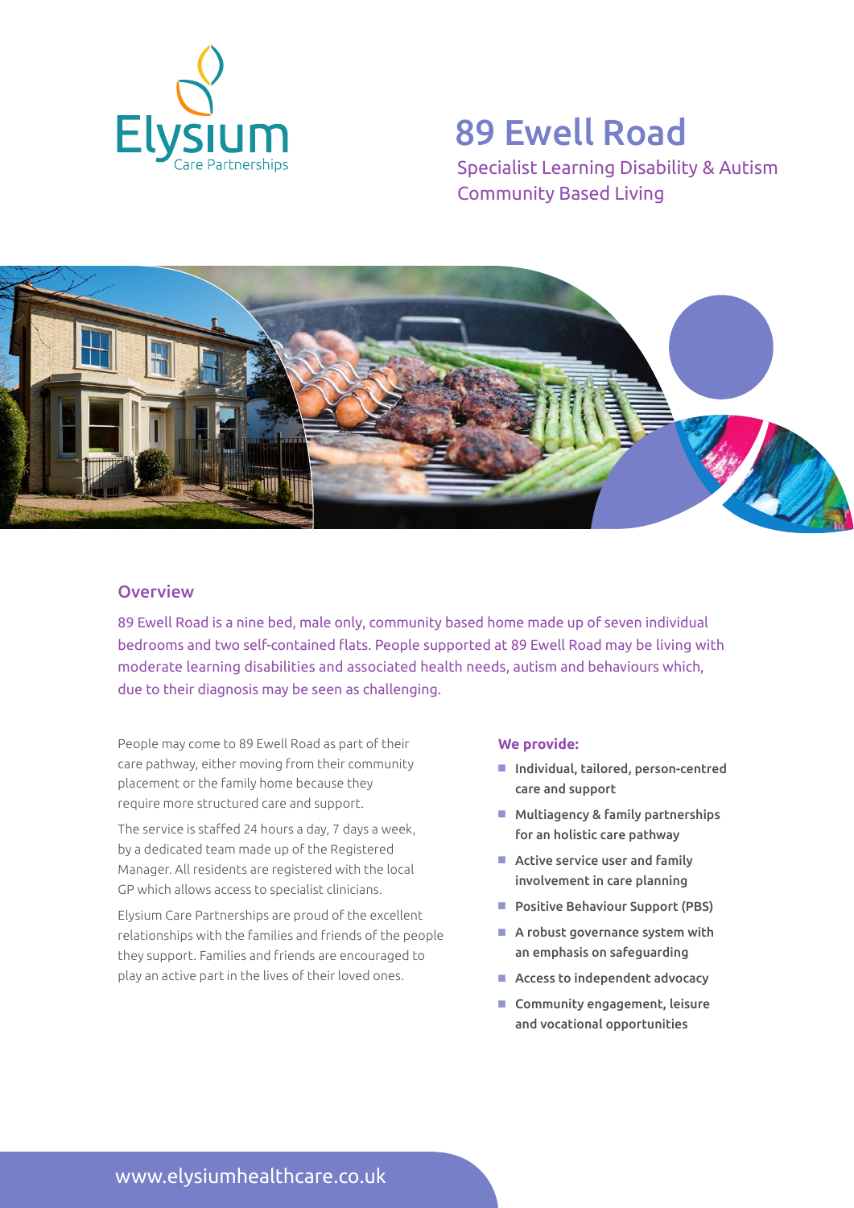Elysium
Care Partnerships

# 89 Ewell Road

Specialist Learning Disability & Autism
Community Based Living

## Overview

89 Ewell Road is a nine bed, male only, community based home made up of seven individual bedrooms and two self-contained flats. People supported at 89 Ewell Road may be living with moderate learning disabilities and associated health needs, autism and behaviours which, due to their diagnosis may be seen as challenging.

People may come to 89 Ewell Road as part of their care pathway, either moving from their community placement or the family home because they require more structured care and support.

The service is staffed 24 hours a day, 7 days a week, by a dedicated team made up of the Registered Manager. All residents are registered with the local GP which allows access to specialist clinicians.

Elysium Care Partnerships are proud of the excellent relationships with the families and friends of the people they support. Families and friends are encouraged to play an active part in the lives of their loved ones.

**We provide:**

- Individual, tailored, person-centred care and support
- Multiagency & family partnerships for an holistic care pathway
- Active service user and family involvement in care planning
- Positive Behaviour Support (PBS)
- A robust governance system with an emphasis on safeguarding
- Access to independent advocacy
- Community engagement, leisure and vocational opportunities

www.elysiumhealthcare.co.uk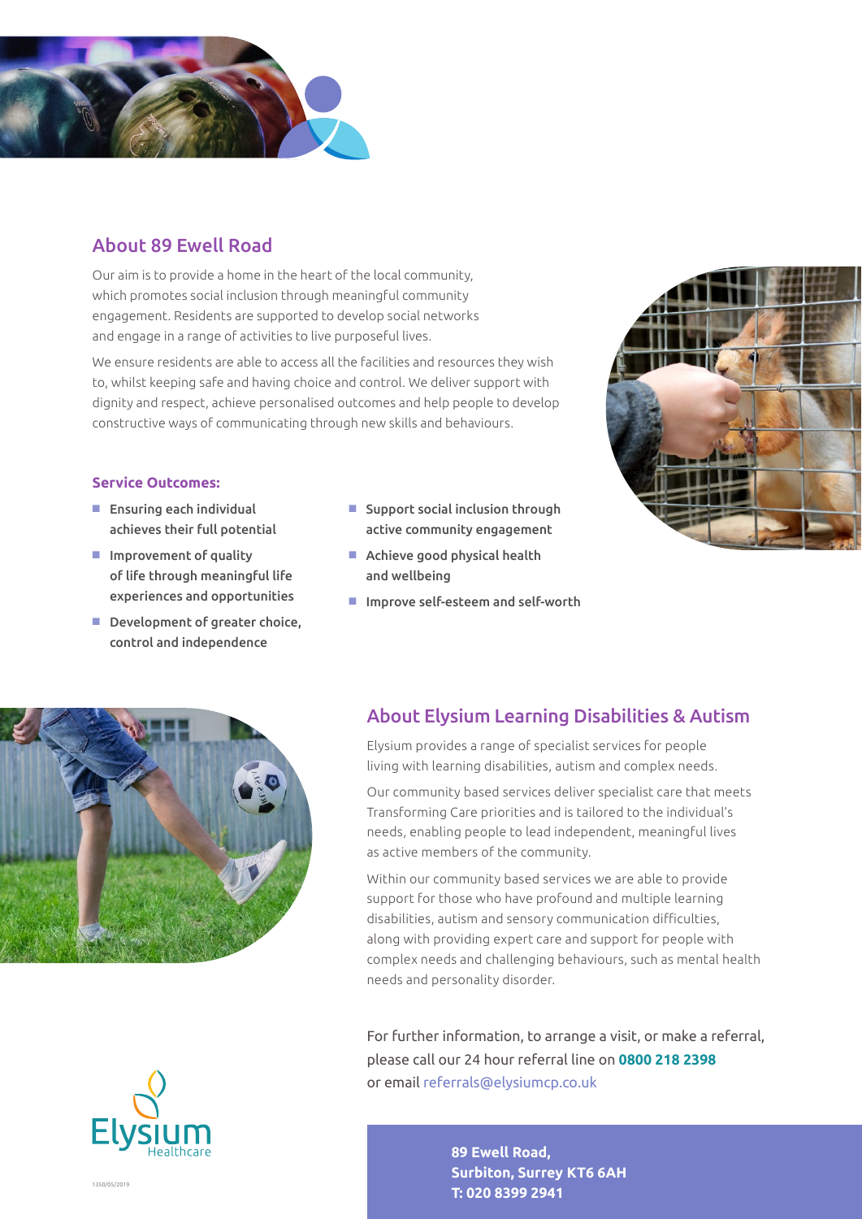## About 89 Ewell Road

Our aim is to provide a home in the heart of the local community, which promotes social inclusion through meaningful community engagement. Residents are supported to develop social networks and engage in a range of activities to live purposeful lives.

We ensure residents are able to access all the facilities and resources they wish to, whilst keeping safe and having choice and control. We deliver support with dignity and respect, achieve personalised outcomes and help people to develop constructive ways of communicating through new skills and behaviours.

### Service Outcomes:

- Ensuring each individual achieves their full potential
- Improvement of quality of life through meaningful life experiences and opportunities
- Development of greater choice, control and independence
- Support social inclusion through active community engagement
- Achieve good physical health and wellbeing
- Improve self-esteem and self-worth

## About Elysium Learning Disabilities & Autism

Elysium provides a range of specialist services for people living with learning disabilities, autism and complex needs.

Our community based services deliver specialist care that meets Transforming Care priorities and is tailored to the individual's needs, enabling people to lead independent, meaningful lives as active members of the community.

Within our community based services we are able to provide support for those who have profound and multiple learning disabilities, autism and sensory communication difficulties, along with providing expert care and support for people with complex needs and challenging behaviours, such as mental health needs and personality disorder.

For further information, to arrange a visit, or make a referral, please call our 24 hour referral line on **0800 218 2398** or email referrals@elysiumcp.co.uk

Elysium Healthcare

**89 Ewell Road,**
**Surbiton, Surrey KT6 6AH**
**T: 020 8399 2941**

1350/05/2019